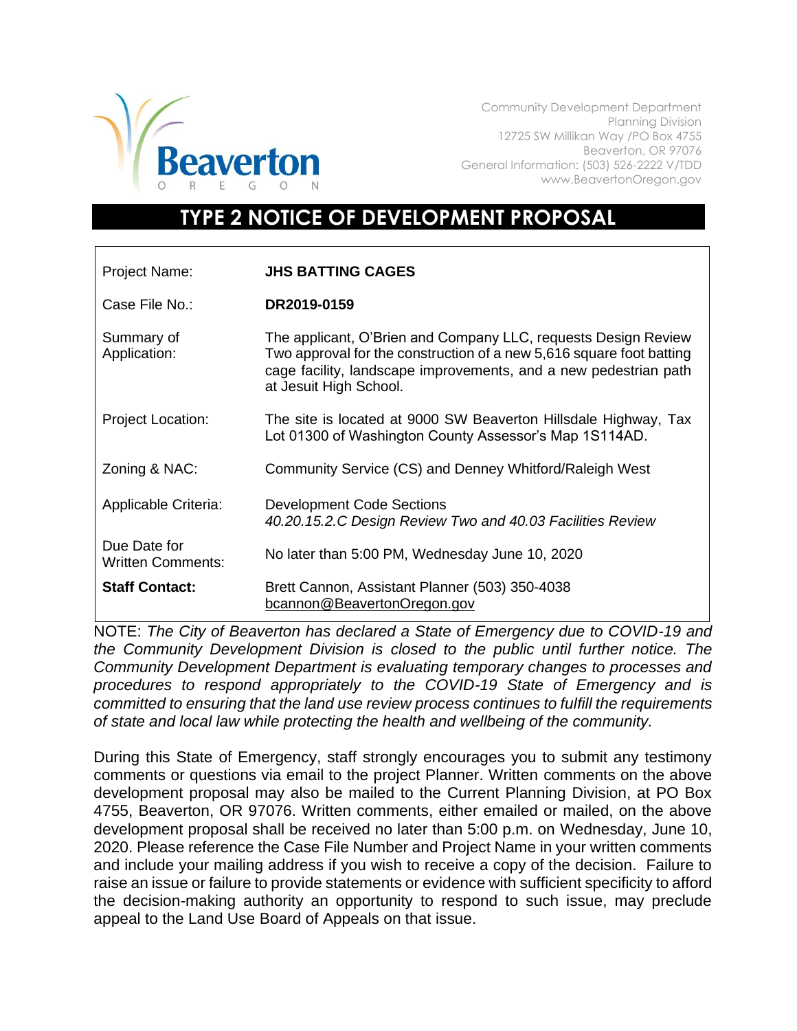Beaverton OREGON

Community Development Department
Planning Division
12725 SW Millikan Way /PO Box 4755
Beaverton, OR 97076
General Information: (503) 526-2222 V/TDD
www.BeavertonOregon.gov

# TYPE 2 NOTICE OF DEVELOPMENT PROPOSAL

| | |
|---|---|
| Project Name: | **JHS BATTING CAGES** |
| Case File No.: | **DR2019-0159** |
| Summary of Application: | The applicant, O'Brien and Company LLC, requests Design Review Two approval for the construction of a new 5,616 square foot batting cage facility, landscape improvements, and a new pedestrian path at Jesuit High School. |
| Project Location: | The site is located at 9000 SW Beaverton Hillsdale Highway, Tax Lot 01300 of Washington County Assessor's Map 1S114AD. |
| Zoning & NAC: | Community Service (CS) and Denney Whitford/Raleigh West |
| Applicable Criteria: | Development Code Sections *40.20.15.2.C Design Review Two and 40.03 Facilities Review* |
| Due Date for Written Comments: | No later than 5:00 PM, Wednesday June 10, 2020 |
| **Staff Contact:** | Brett Cannon, Assistant Planner (503) 350-4038 bcannon@BeavertonOregon.gov |

NOTE: *The City of Beaverton has declared a State of Emergency due to COVID-19 and the Community Development Division is closed to the public until further notice. The Community Development Department is evaluating temporary changes to processes and procedures to respond appropriately to the COVID-19 State of Emergency and is committed to ensuring that the land use review process continues to fulfill the requirements of state and local law while protecting the health and wellbeing of the community.*

During this State of Emergency, staff strongly encourages you to submit any testimony comments or questions via email to the project Planner. Written comments on the above development proposal may also be mailed to the Current Planning Division, at PO Box 4755, Beaverton, OR 97076. Written comments, either emailed or mailed, on the above development proposal shall be received no later than 5:00 p.m. on Wednesday, June 10, 2020. Please reference the Case File Number and Project Name in your written comments and include your mailing address if you wish to receive a copy of the decision. Failure to raise an issue or failure to provide statements or evidence with sufficient specificity to afford the decision-making authority an opportunity to respond to such issue, may preclude appeal to the Land Use Board of Appeals on that issue.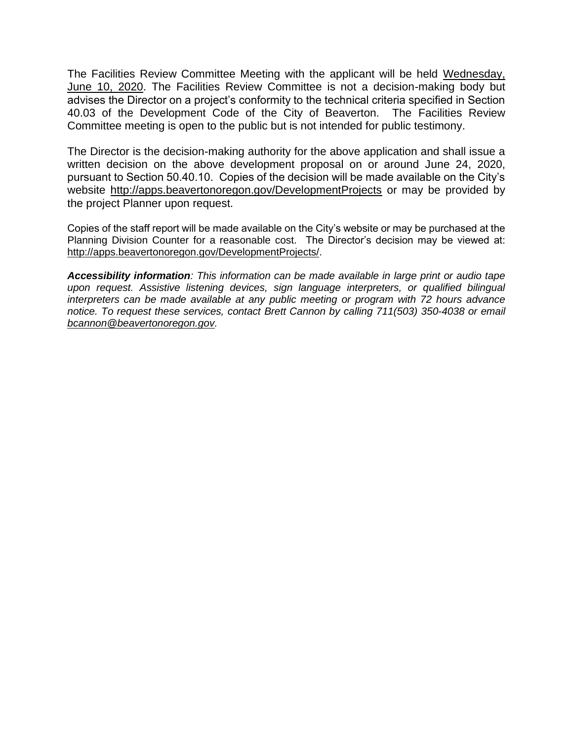The Facilities Review Committee Meeting with the applicant will be held Wednesday, June 10, 2020. The Facilities Review Committee is not a decision-making body but advises the Director on a project's conformity to the technical criteria specified in Section 40.03 of the Development Code of the City of Beaverton. The Facilities Review Committee meeting is open to the public but is not intended for public testimony.

The Director is the decision-making authority for the above application and shall issue a written decision on the above development proposal on or around June 24, 2020, pursuant to Section 50.40.10. Copies of the decision will be made available on the City's website http://apps.beavertonoregon.gov/DevelopmentProjects or may be provided by the project Planner upon request.

Copies of the staff report will be made available on the City's website or may be purchased at the Planning Division Counter for a reasonable cost. The Director's decision may be viewed at: http://apps.beavertonoregon.gov/DevelopmentProjects/.

***Accessibility information****: This information can be made available in large print or audio tape upon request. Assistive listening devices, sign language interpreters, or qualified bilingual interpreters can be made available at any public meeting or program with 72 hours advance notice. To request these services, contact Brett Cannon by calling 711(503) 350-4038 or email bcannon@beavertonoregon.gov.*